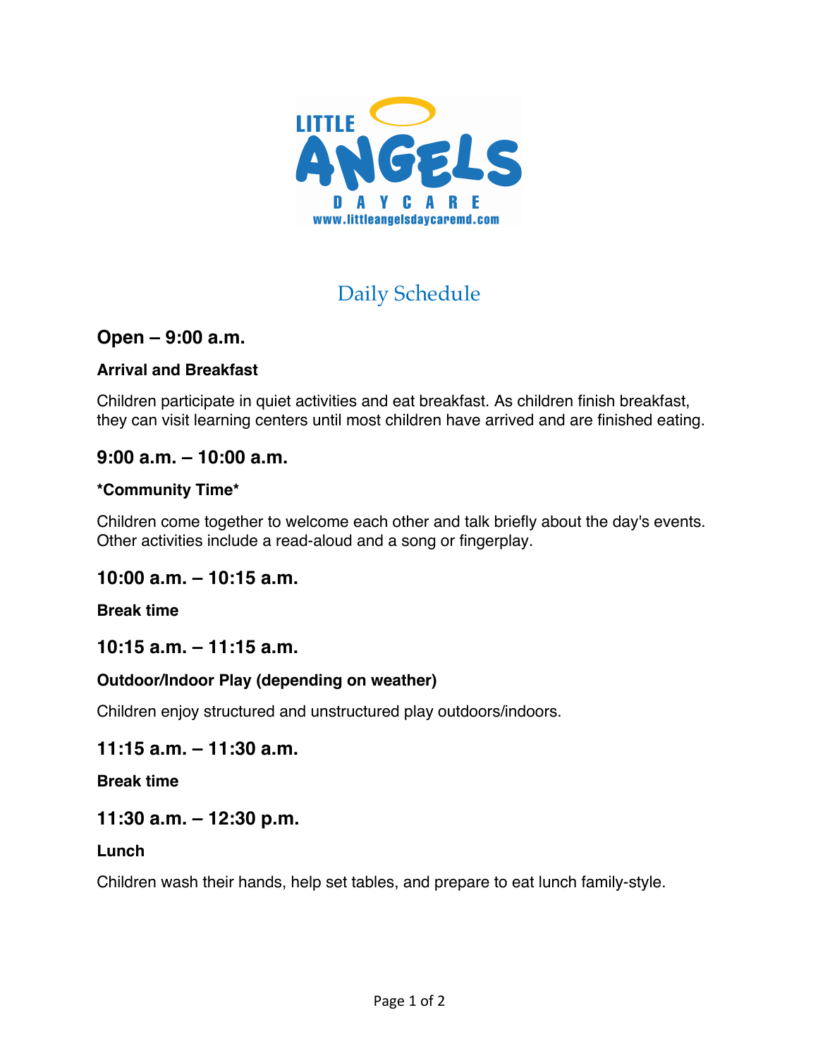LITTLE ANGELS DAYCARE
www.littleangelsdaycaremd.com

# Daily Schedule

## Open – 9:00 a.m.

### Arrival and Breakfast

Children participate in quiet activities and eat breakfast. As children finish breakfast, they can visit learning centers until most children have arrived and are finished eating.

## 9:00 a.m. – 10:00 a.m.

### *Community Time*

Children come together to welcome each other and talk briefly about the day's events. Other activities include a read-aloud and a song or fingerplay.

## 10:00 a.m. – 10:15 a.m.

### Break time

## 10:15 a.m. – 11:15 a.m.

### Outdoor/Indoor Play (depending on weather)

Children enjoy structured and unstructured play outdoors/indoors.

## 11:15 a.m. – 11:30 a.m.

### Break time

## 11:30 a.m. – 12:30 p.m.

### Lunch

Children wash their hands, help set tables, and prepare to eat lunch family-style.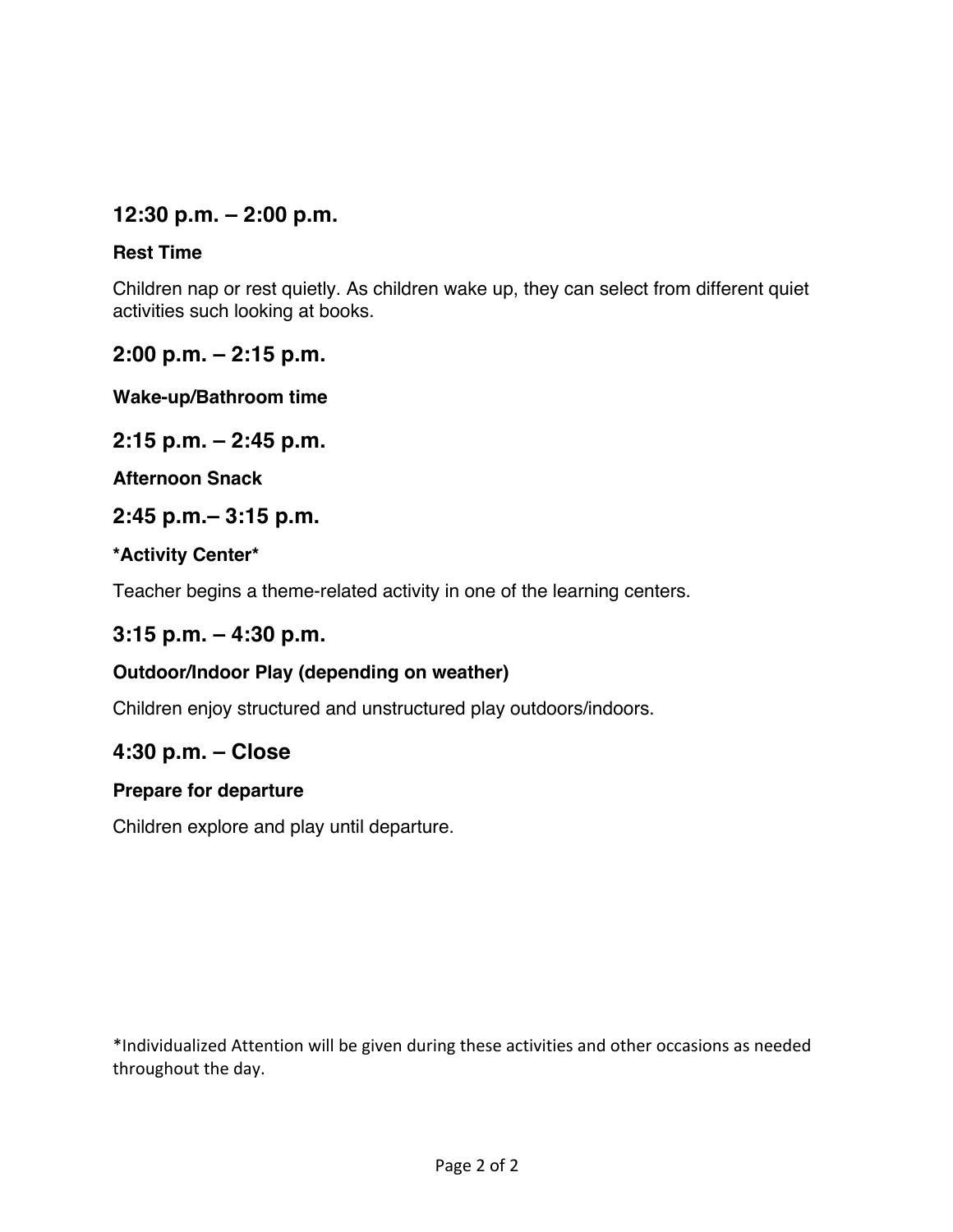## 12:30 p.m. – 2:00 p.m.

### Rest Time

Children nap or rest quietly. As children wake up, they can select from different quiet activities such looking at books.

## 2:00 p.m. – 2:15 p.m.

### Wake-up/Bathroom time

## 2:15 p.m. – 2:45 p.m.

### Afternoon Snack

## 2:45 p.m.– 3:15 p.m.

### *Activity Center*

Teacher begins a theme-related activity in one of the learning centers.

## 3:15 p.m. – 4:30 p.m.

### Outdoor/Indoor Play (depending on weather)

Children enjoy structured and unstructured play outdoors/indoors.

## 4:30 p.m. – Close

### Prepare for departure

Children explore and play until departure.

*Individualized Attention will be given during these activities and other occasions as needed throughout the day.